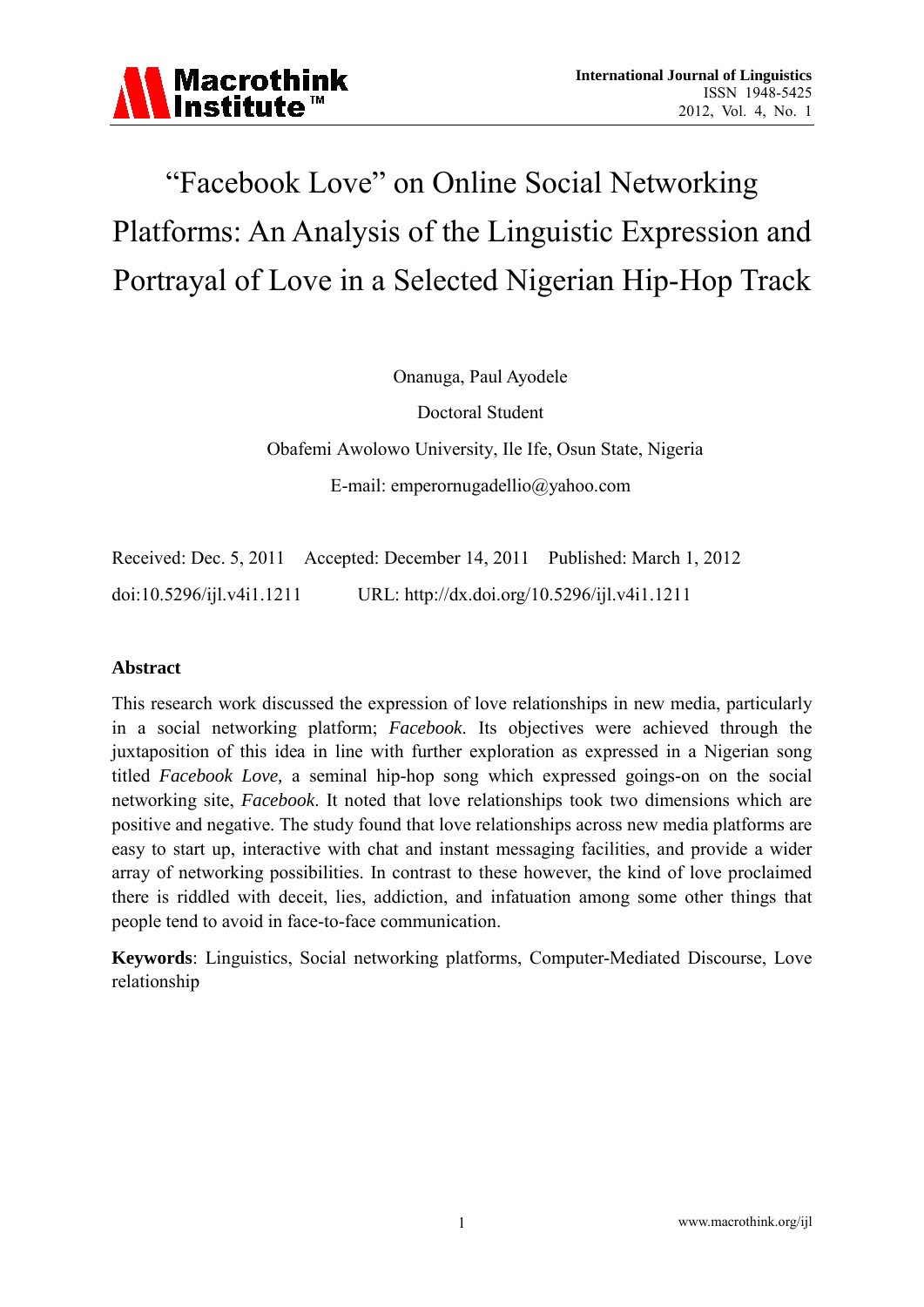# "Facebook Love" on Online Social Networking Platforms: An Analysis of the Linguistic Expression and Portrayal of Love in a Selected Nigerian Hip-Hop Track

Onanuga, Paul Ayodele

Doctoral Student

Obafemi Awolowo University, Ile Ife, Osun State, Nigeria

E-mail: emperornugadellio@yahoo.com

Received: Dec. 5, 2011 Accepted: December 14, 2011 Published: March 1, 2012

doi:10.5296/ijl.v4i1.1211 URL: http://dx.doi.org/10.5296/ijl.v4i1.1211

## Abstract

This research work discussed the expression of love relationships in new media, particularly in a social networking platform; *Facebook*. Its objectives were achieved through the juxtaposition of this idea in line with further exploration as expressed in a Nigerian song titled *Facebook Love,* a seminal hip-hop song which expressed goings-on on the social networking site, *Facebook*. It noted that love relationships took two dimensions which are positive and negative. The study found that love relationships across new media platforms are easy to start up, interactive with chat and instant messaging facilities, and provide a wider array of networking possibilities. In contrast to these however, the kind of love proclaimed there is riddled with deceit, lies, addiction, and infatuation among some other things that people tend to avoid in face-to-face communication.

**Keywords**: Linguistics, Social networking platforms, Computer-Mediated Discourse, Love relationship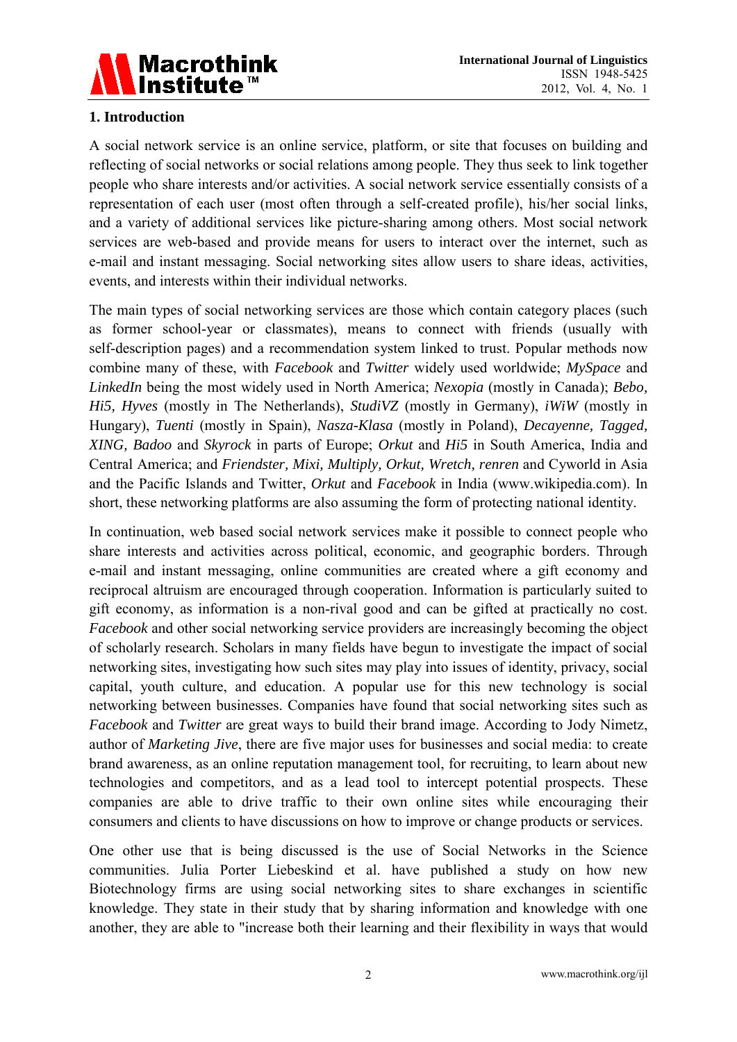## 1. Introduction

A social network service is an online service, platform, or site that focuses on building and reflecting of social networks or social relations among people. They thus seek to link together people who share interests and/or activities. A social network service essentially consists of a representation of each user (most often through a self-created profile), his/her social links, and a variety of additional services like picture-sharing among others. Most social network services are web-based and provide means for users to interact over the internet, such as e-mail and instant messaging. Social networking sites allow users to share ideas, activities, events, and interests within their individual networks.

The main types of social networking services are those which contain category places (such as former school-year or classmates), means to connect with friends (usually with self-description pages) and a recommendation system linked to trust. Popular methods now combine many of these, with *Facebook* and *Twitter* widely used worldwide; *MySpace* and *LinkedIn* being the most widely used in North America; *Nexopia* (mostly in Canada); *Bebo, Hi5, Hyves* (mostly in The Netherlands), *StudiVZ* (mostly in Germany), *iWiW* (mostly in Hungary), *Tuenti* (mostly in Spain), *Nasza-Klasa* (mostly in Poland), *Decayenne, Tagged, XING, Badoo* and *Skyrock* in parts of Europe; *Orkut* and *Hi5* in South America, India and Central America; and *Friendster, Mixi, Multiply, Orkut, Wretch, renren* and Cyworld in Asia and the Pacific Islands and Twitter, *Orkut* and *Facebook* in India (www.wikipedia.com). In short, these networking platforms are also assuming the form of protecting national identity.

In continuation, web based social network services make it possible to connect people who share interests and activities across political, economic, and geographic borders. Through e-mail and instant messaging, online communities are created where a gift economy and reciprocal altruism are encouraged through cooperation. Information is particularly suited to gift economy, as information is a non-rival good and can be gifted at practically no cost. *Facebook* and other social networking service providers are increasingly becoming the object of scholarly research. Scholars in many fields have begun to investigate the impact of social networking sites, investigating how such sites may play into issues of identity, privacy, social capital, youth culture, and education. A popular use for this new technology is social networking between businesses. Companies have found that social networking sites such as *Facebook* and *Twitter* are great ways to build their brand image. According to Jody Nimetz, author of *Marketing Jive*, there are five major uses for businesses and social media: to create brand awareness, as an online reputation management tool, for recruiting, to learn about new technologies and competitors, and as a lead tool to intercept potential prospects. These companies are able to drive traffic to their own online sites while encouraging their consumers and clients to have discussions on how to improve or change products or services.

One other use that is being discussed is the use of Social Networks in the Science communities. Julia Porter Liebeskind et al. have published a study on how new Biotechnology firms are using social networking sites to share exchanges in scientific knowledge. They state in their study that by sharing information and knowledge with one another, they are able to "increase both their learning and their flexibility in ways that would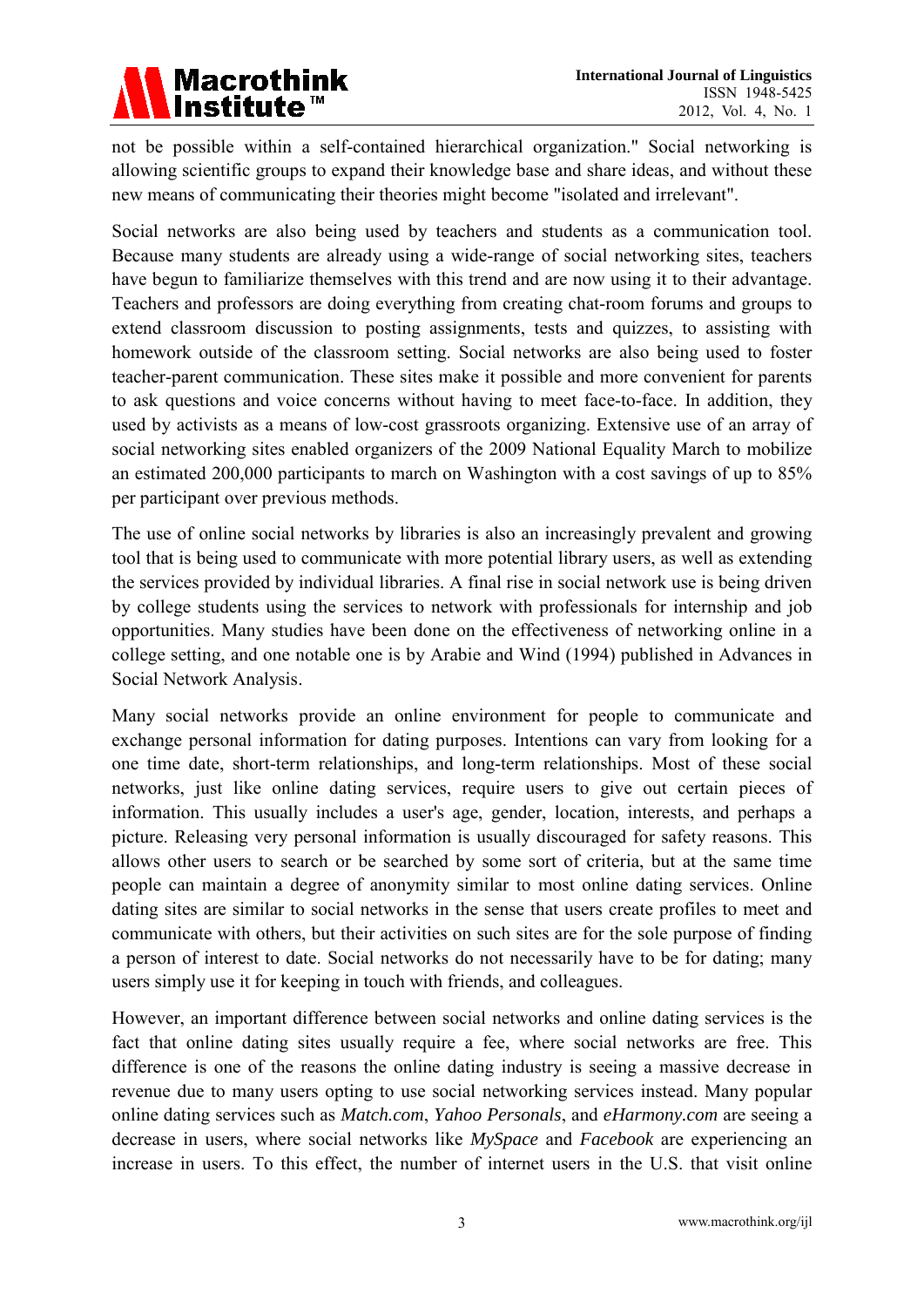not be possible within a self-contained hierarchical organization." Social networking is allowing scientific groups to expand their knowledge base and share ideas, and without these new means of communicating their theories might become "isolated and irrelevant".

Social networks are also being used by teachers and students as a communication tool. Because many students are already using a wide-range of social networking sites, teachers have begun to familiarize themselves with this trend and are now using it to their advantage. Teachers and professors are doing everything from creating chat-room forums and groups to extend classroom discussion to posting assignments, tests and quizzes, to assisting with homework outside of the classroom setting. Social networks are also being used to foster teacher-parent communication. These sites make it possible and more convenient for parents to ask questions and voice concerns without having to meet face-to-face. In addition, they used by activists as a means of low-cost grassroots organizing. Extensive use of an array of social networking sites enabled organizers of the 2009 National Equality March to mobilize an estimated 200,000 participants to march on Washington with a cost savings of up to 85% per participant over previous methods.

The use of online social networks by libraries is also an increasingly prevalent and growing tool that is being used to communicate with more potential library users, as well as extending the services provided by individual libraries. A final rise in social network use is being driven by college students using the services to network with professionals for internship and job opportunities. Many studies have been done on the effectiveness of networking online in a college setting, and one notable one is by Arabie and Wind (1994) published in Advances in Social Network Analysis.

Many social networks provide an online environment for people to communicate and exchange personal information for dating purposes. Intentions can vary from looking for a one time date, short-term relationships, and long-term relationships. Most of these social networks, just like online dating services, require users to give out certain pieces of information. This usually includes a user's age, gender, location, interests, and perhaps a picture. Releasing very personal information is usually discouraged for safety reasons. This allows other users to search or be searched by some sort of criteria, but at the same time people can maintain a degree of anonymity similar to most online dating services. Online dating sites are similar to social networks in the sense that users create profiles to meet and communicate with others, but their activities on such sites are for the sole purpose of finding a person of interest to date. Social networks do not necessarily have to be for dating; many users simply use it for keeping in touch with friends, and colleagues.

However, an important difference between social networks and online dating services is the fact that online dating sites usually require a fee, where social networks are free. This difference is one of the reasons the online dating industry is seeing a massive decrease in revenue due to many users opting to use social networking services instead. Many popular online dating services such as *Match.com*, *Yahoo Personals*, and *eHarmony.com* are seeing a decrease in users, where social networks like *MySpace* and *Facebook* are experiencing an increase in users. To this effect, the number of internet users in the U.S. that visit online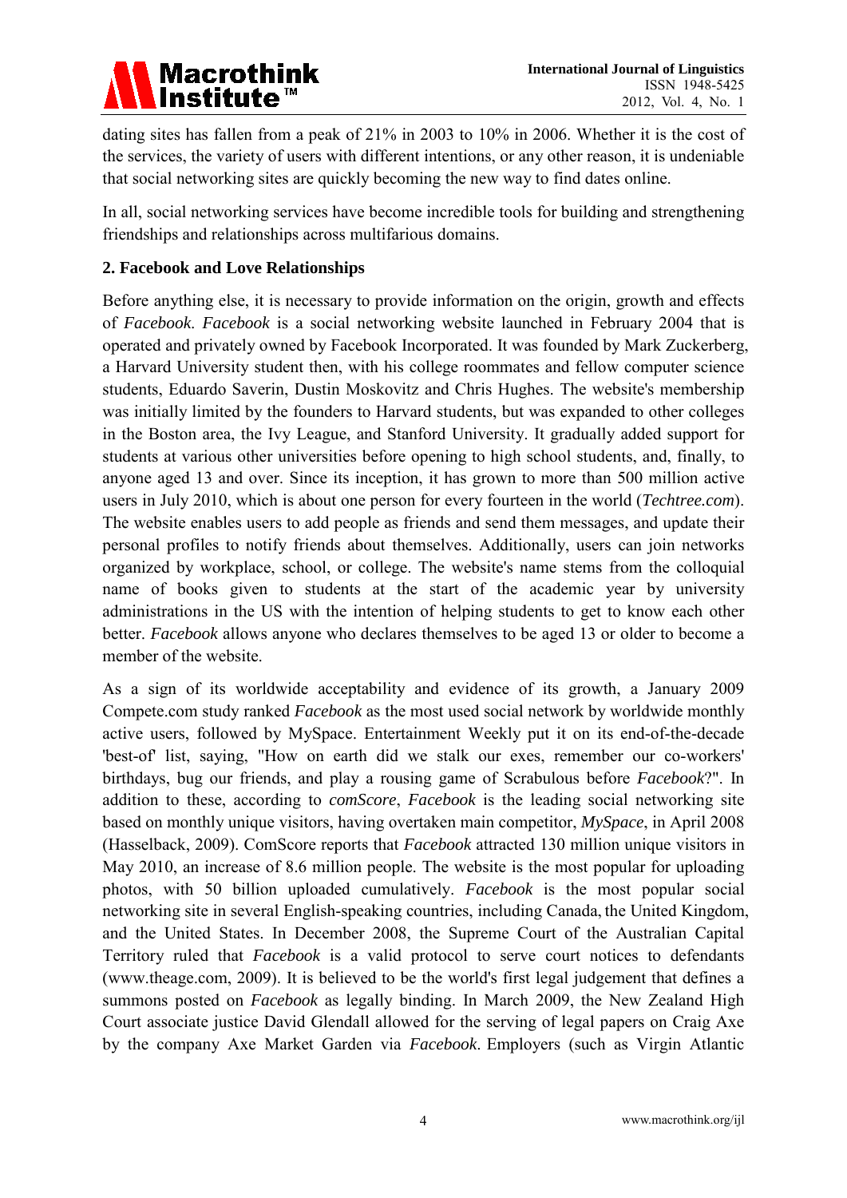dating sites has fallen from a peak of 21% in 2003 to 10% in 2006. Whether it is the cost of the services, the variety of users with different intentions, or any other reason, it is undeniable that social networking sites are quickly becoming the new way to find dates online.

In all, social networking services have become incredible tools for building and strengthening friendships and relationships across multifarious domains.

## 2. Facebook and Love Relationships

Before anything else, it is necessary to provide information on the origin, growth and effects of *Facebook*. *Facebook* is a social networking website launched in February 2004 that is operated and privately owned by Facebook Incorporated. It was founded by Mark Zuckerberg, a Harvard University student then, with his college roommates and fellow computer science students, Eduardo Saverin, Dustin Moskovitz and Chris Hughes. The website's membership was initially limited by the founders to Harvard students, but was expanded to other colleges in the Boston area, the Ivy League, and Stanford University. It gradually added support for students at various other universities before opening to high school students, and, finally, to anyone aged 13 and over. Since its inception, it has grown to more than 500 million active users in July 2010, which is about one person for every fourteen in the world (*Techtree.com*). The website enables users to add people as friends and send them messages, and update their personal profiles to notify friends about themselves. Additionally, users can join networks organized by workplace, school, or college. The website's name stems from the colloquial name of books given to students at the start of the academic year by university administrations in the US with the intention of helping students to get to know each other better. *Facebook* allows anyone who declares themselves to be aged 13 or older to become a member of the website.

As a sign of its worldwide acceptability and evidence of its growth, a January 2009 Compete.com study ranked *Facebook* as the most used social network by worldwide monthly active users, followed by MySpace. Entertainment Weekly put it on its end-of-the-decade 'best-of' list, saying, "How on earth did we stalk our exes, remember our co-workers' birthdays, bug our friends, and play a rousing game of Scrabulous before *Facebook*?". In addition to these, according to *comScore*, *Facebook* is the leading social networking site based on monthly unique visitors, having overtaken main competitor, *MySpace*, in April 2008 (Hasselback, 2009). ComScore reports that *Facebook* attracted 130 million unique visitors in May 2010, an increase of 8.6 million people. The website is the most popular for uploading photos, with 50 billion uploaded cumulatively. *Facebook* is the most popular social networking site in several English-speaking countries, including Canada, the United Kingdom, and the United States. In December 2008, the Supreme Court of the Australian Capital Territory ruled that *Facebook* is a valid protocol to serve court notices to defendants (www.theage.com, 2009). It is believed to be the world's first legal judgement that defines a summons posted on *Facebook* as legally binding. In March 2009, the New Zealand High Court associate justice David Glendall allowed for the serving of legal papers on Craig Axe by the company Axe Market Garden via *Facebook*. Employers (such as Virgin Atlantic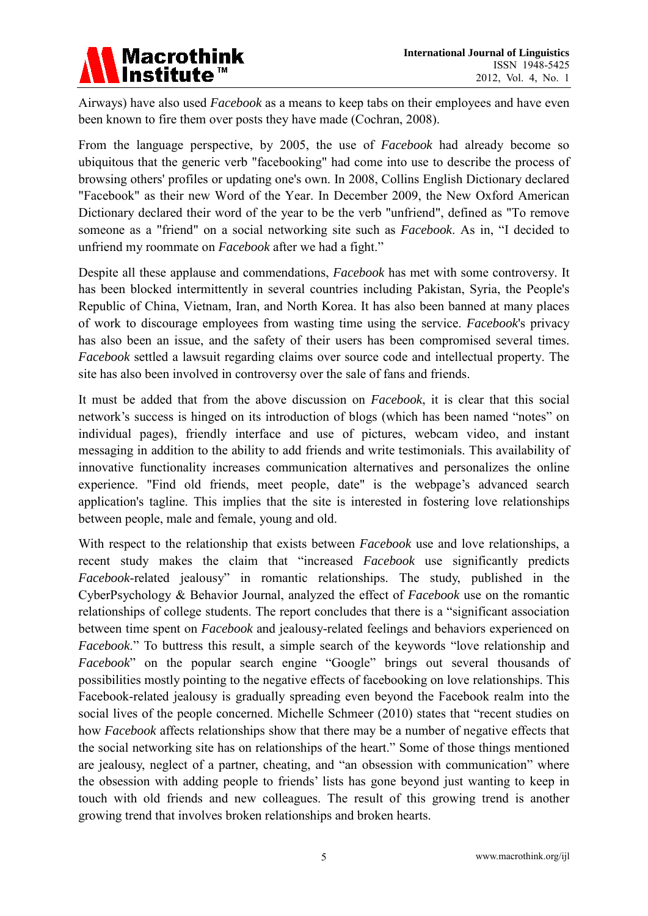Airways) have also used *Facebook* as a means to keep tabs on their employees and have even been known to fire them over posts they have made (Cochran, 2008).

From the language perspective, by 2005, the use of *Facebook* had already become so ubiquitous that the generic verb "facebooking" had come into use to describe the process of browsing others' profiles or updating one's own. In 2008, Collins English Dictionary declared "Facebook" as their new Word of the Year. In December 2009, the New Oxford American Dictionary declared their word of the year to be the verb "unfriend", defined as "To remove someone as a "friend" on a social networking site such as *Facebook*. As in, "I decided to unfriend my roommate on *Facebook* after we had a fight."

Despite all these applause and commendations, *Facebook* has met with some controversy. It has been blocked intermittently in several countries including Pakistan, Syria, the People's Republic of China, Vietnam, Iran, and North Korea. It has also been banned at many places of work to discourage employees from wasting time using the service. *Facebook*'s privacy has also been an issue, and the safety of their users has been compromised several times. *Facebook* settled a lawsuit regarding claims over source code and intellectual property. The site has also been involved in controversy over the sale of fans and friends.

It must be added that from the above discussion on *Facebook*, it is clear that this social network's success is hinged on its introduction of blogs (which has been named "notes" on individual pages), friendly interface and use of pictures, webcam video, and instant messaging in addition to the ability to add friends and write testimonials. This availability of innovative functionality increases communication alternatives and personalizes the online experience. "Find old friends, meet people, date" is the webpage's advanced search application's tagline. This implies that the site is interested in fostering love relationships between people, male and female, young and old.

With respect to the relationship that exists between *Facebook* use and love relationships, a recent study makes the claim that "increased *Facebook* use significantly predicts *Facebook*-related jealousy" in romantic relationships. The study, published in the CyberPsychology & Behavior Journal, analyzed the effect of *Facebook* use on the romantic relationships of college students. The report concludes that there is a "significant association between time spent on *Facebook* and jealousy-related feelings and behaviors experienced on *Facebook*." To buttress this result, a simple search of the keywords "love relationship and *Facebook*" on the popular search engine "Google" brings out several thousands of possibilities mostly pointing to the negative effects of facebooking on love relationships. This Facebook-related jealousy is gradually spreading even beyond the Facebook realm into the social lives of the people concerned. Michelle Schmeer (2010) states that "recent studies on how *Facebook* affects relationships show that there may be a number of negative effects that the social networking site has on relationships of the heart." Some of those things mentioned are jealousy, neglect of a partner, cheating, and "an obsession with communication" where the obsession with adding people to friends' lists has gone beyond just wanting to keep in touch with old friends and new colleagues. The result of this growing trend is another growing trend that involves broken relationships and broken hearts.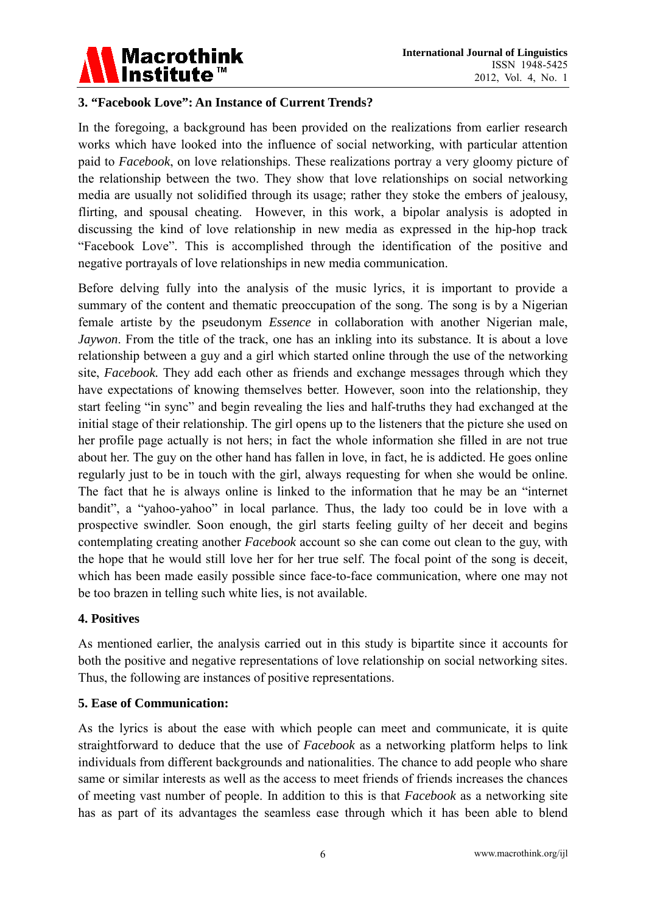## 3. "Facebook Love": An Instance of Current Trends?

In the foregoing, a background has been provided on the realizations from earlier research works which have looked into the influence of social networking, with particular attention paid to *Facebook*, on love relationships. These realizations portray a very gloomy picture of the relationship between the two. They show that love relationships on social networking media are usually not solidified through its usage; rather they stoke the embers of jealousy, flirting, and spousal cheating. However, in this work, a bipolar analysis is adopted in discussing the kind of love relationship in new media as expressed in the hip-hop track "Facebook Love". This is accomplished through the identification of the positive and negative portrayals of love relationships in new media communication.

Before delving fully into the analysis of the music lyrics, it is important to provide a summary of the content and thematic preoccupation of the song. The song is by a Nigerian female artiste by the pseudonym *Essence* in collaboration with another Nigerian male, *Jaywon*. From the title of the track, one has an inkling into its substance. It is about a love relationship between a guy and a girl which started online through the use of the networking site, *Facebook.* They add each other as friends and exchange messages through which they have expectations of knowing themselves better. However, soon into the relationship, they start feeling "in sync" and begin revealing the lies and half-truths they had exchanged at the initial stage of their relationship. The girl opens up to the listeners that the picture she used on her profile page actually is not hers; in fact the whole information she filled in are not true about her. The guy on the other hand has fallen in love, in fact, he is addicted. He goes online regularly just to be in touch with the girl, always requesting for when she would be online. The fact that he is always online is linked to the information that he may be an "internet bandit", a "yahoo-yahoo" in local parlance. Thus, the lady too could be in love with a prospective swindler. Soon enough, the girl starts feeling guilty of her deceit and begins contemplating creating another *Facebook* account so she can come out clean to the guy, with the hope that he would still love her for her true self. The focal point of the song is deceit, which has been made easily possible since face-to-face communication, where one may not be too brazen in telling such white lies, is not available.

## 4. Positives

As mentioned earlier, the analysis carried out in this study is bipartite since it accounts for both the positive and negative representations of love relationship on social networking sites. Thus, the following are instances of positive representations.

## 5. Ease of Communication:

As the lyrics is about the ease with which people can meet and communicate, it is quite straightforward to deduce that the use of *Facebook* as a networking platform helps to link individuals from different backgrounds and nationalities. The chance to add people who share same or similar interests as well as the access to meet friends of friends increases the chances of meeting vast number of people. In addition to this is that *Facebook* as a networking site has as part of its advantages the seamless ease through which it has been able to blend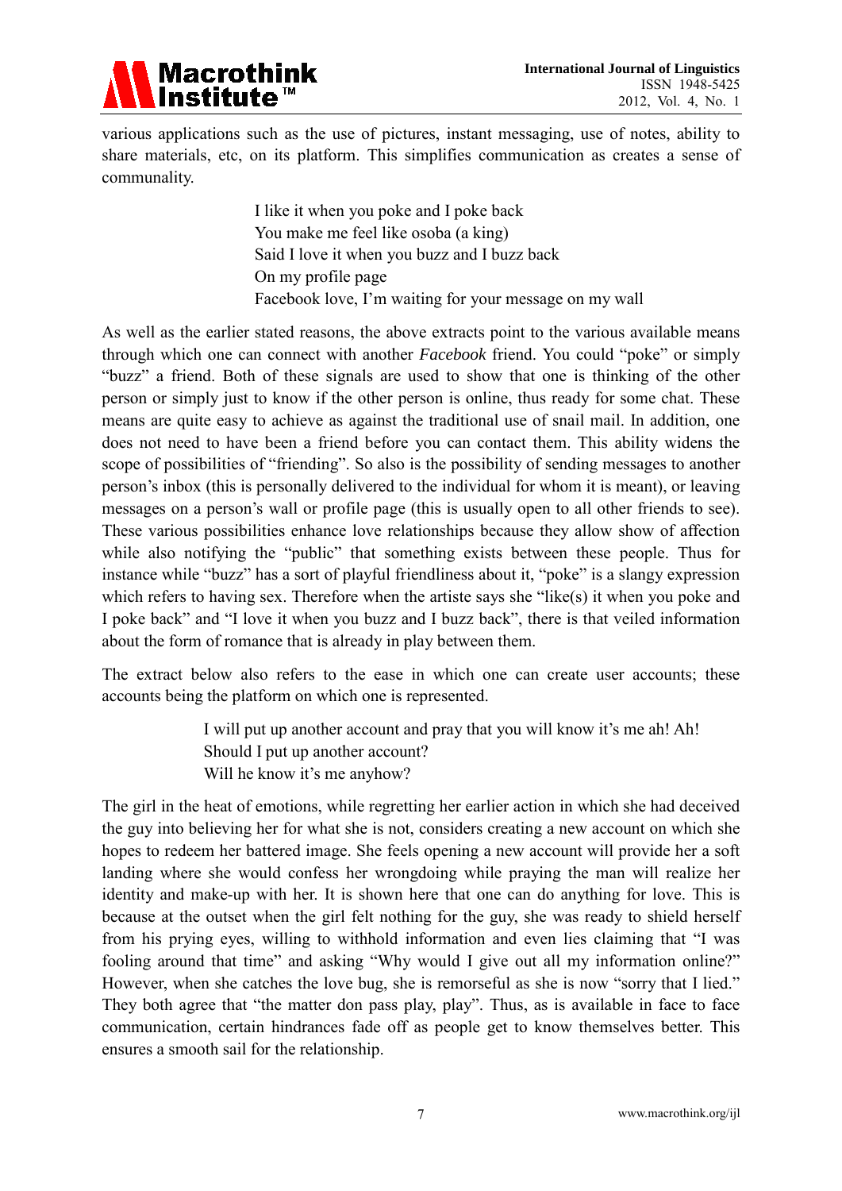various applications such as the use of pictures, instant messaging, use of notes, ability to share materials, etc, on its platform. This simplifies communication as creates a sense of communality.

> I like it when you poke and I poke back
> You make me feel like osoba (a king)
> Said I love it when you buzz and I buzz back
> On my profile page
> Facebook love, I'm waiting for your message on my wall

As well as the earlier stated reasons, the above extracts point to the various available means through which one can connect with another *Facebook* friend. You could "poke" or simply "buzz" a friend. Both of these signals are used to show that one is thinking of the other person or simply just to know if the other person is online, thus ready for some chat. These means are quite easy to achieve as against the traditional use of snail mail. In addition, one does not need to have been a friend before you can contact them. This ability widens the scope of possibilities of "friending". So also is the possibility of sending messages to another person's inbox (this is personally delivered to the individual for whom it is meant), or leaving messages on a person's wall or profile page (this is usually open to all other friends to see). These various possibilities enhance love relationships because they allow show of affection while also notifying the "public" that something exists between these people. Thus for instance while "buzz" has a sort of playful friendliness about it, "poke" is a slangy expression which refers to having sex. Therefore when the artiste says she "like(s) it when you poke and I poke back" and "I love it when you buzz and I buzz back", there is that veiled information about the form of romance that is already in play between them.

The extract below also refers to the ease in which one can create user accounts; these accounts being the platform on which one is represented.

> I will put up another account and pray that you will know it's me ah! Ah!
> Should I put up another account?
> Will he know it's me anyhow?

The girl in the heat of emotions, while regretting her earlier action in which she had deceived the guy into believing her for what she is not, considers creating a new account on which she hopes to redeem her battered image. She feels opening a new account will provide her a soft landing where she would confess her wrongdoing while praying the man will realize her identity and make-up with her. It is shown here that one can do anything for love. This is because at the outset when the girl felt nothing for the guy, she was ready to shield herself from his prying eyes, willing to withhold information and even lies claiming that "I was fooling around that time" and asking "Why would I give out all my information online?" However, when she catches the love bug, she is remorseful as she is now "sorry that I lied." They both agree that "the matter don pass play, play". Thus, as is available in face to face communication, certain hindrances fade off as people get to know themselves better. This ensures a smooth sail for the relationship.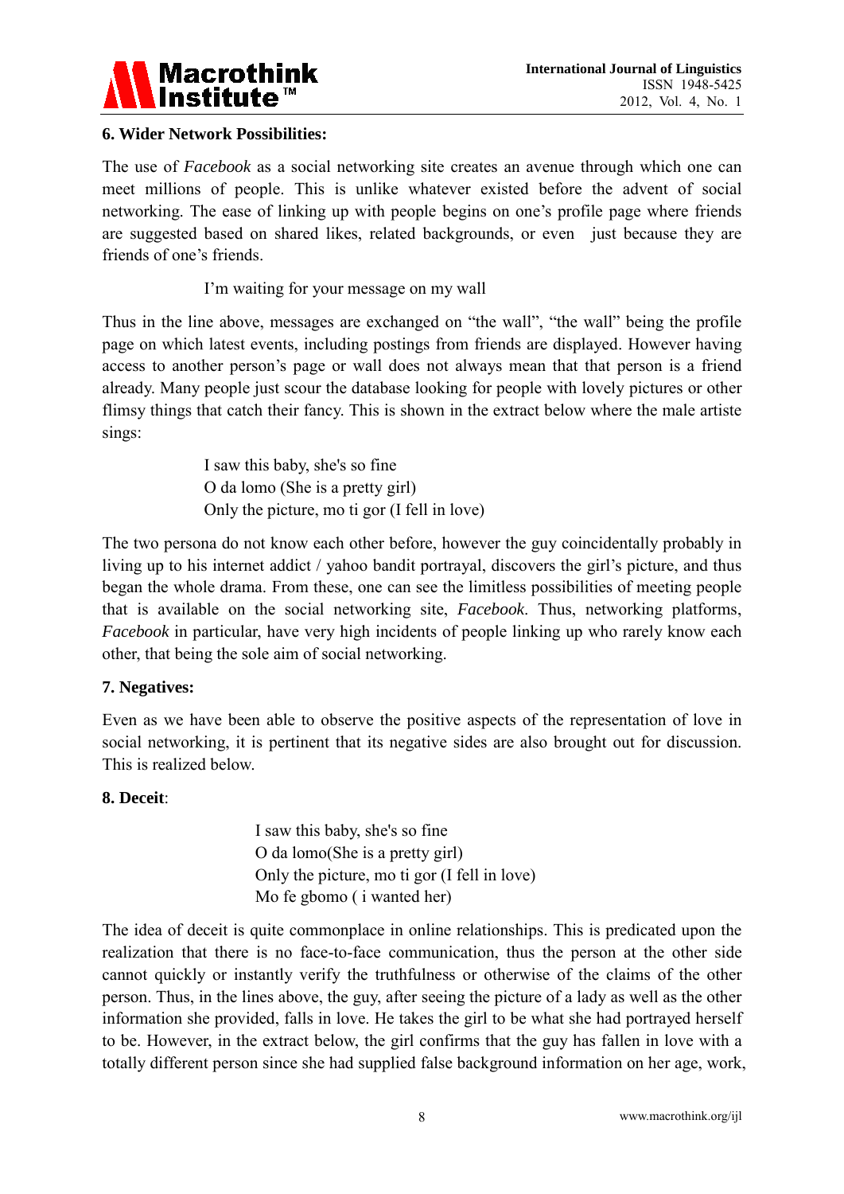**6. Wider Network Possibilities:**

The use of *Facebook* as a social networking site creates an avenue through which one can meet millions of people. This is unlike whatever existed before the advent of social networking. The ease of linking up with people begins on one's profile page where friends are suggested based on shared likes, related backgrounds, or even just because they are friends of one's friends.

> I'm waiting for your message on my wall

Thus in the line above, messages are exchanged on "the wall", "the wall" being the profile page on which latest events, including postings from friends are displayed. However having access to another person's page or wall does not always mean that that person is a friend already. Many people just scour the database looking for people with lovely pictures or other flimsy things that catch their fancy. This is shown in the extract below where the male artiste sings:

> I saw this baby, she's so fine
> O da lomo (She is a pretty girl)
> Only the picture, mo ti gor (I fell in love)

The two persona do not know each other before, however the guy coincidentally probably in living up to his internet addict / yahoo bandit portrayal, discovers the girl's picture, and thus began the whole drama. From these, one can see the limitless possibilities of meeting people that is available on the social networking site, *Facebook*. Thus, networking platforms, *Facebook* in particular, have very high incidents of people linking up who rarely know each other, that being the sole aim of social networking.

**7. Negatives:**

Even as we have been able to observe the positive aspects of the representation of love in social networking, it is pertinent that its negative sides are also brought out for discussion. This is realized below.

**8. Deceit**:

> I saw this baby, she's so fine
> O da lomo(She is a pretty girl)
> Only the picture, mo ti gor (I fell in love)
> Mo fe gbomo ( i wanted her)

The idea of deceit is quite commonplace in online relationships. This is predicated upon the realization that there is no face-to-face communication, thus the person at the other side cannot quickly or instantly verify the truthfulness or otherwise of the claims of the other person. Thus, in the lines above, the guy, after seeing the picture of a lady as well as the other information she provided, falls in love. He takes the girl to be what she had portrayed herself to be. However, in the extract below, the girl confirms that the guy has fallen in love with a totally different person since she had supplied false background information on her age, work,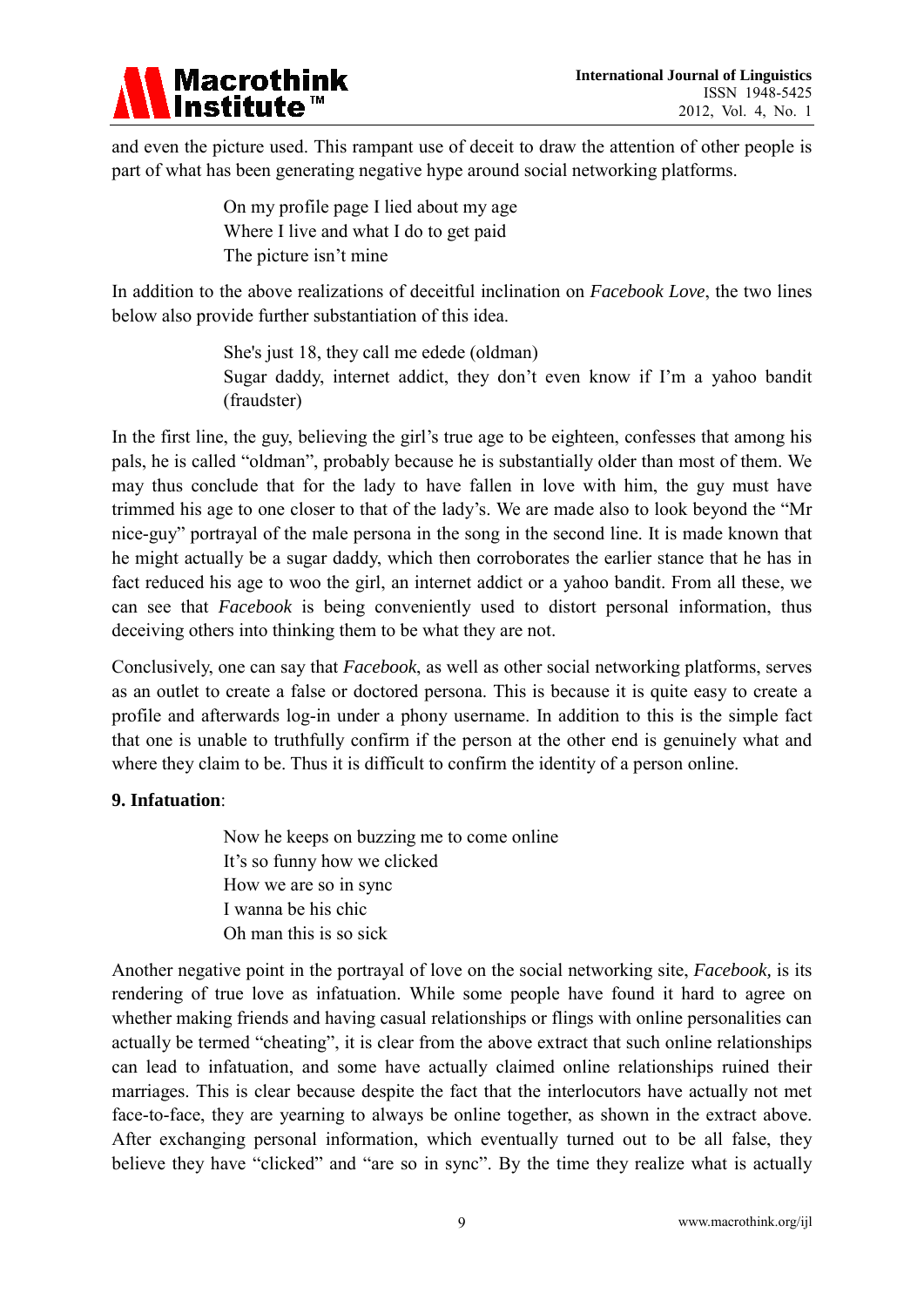and even the picture used. This rampant use of deceit to draw the attention of other people is part of what has been generating negative hype around social networking platforms.

> On my profile page I lied about my age
> Where I live and what I do to get paid
> The picture isn't mine

In addition to the above realizations of deceitful inclination on *Facebook Love*, the two lines below also provide further substantiation of this idea.

> She's just 18, they call me edede (oldman)
> Sugar daddy, internet addict, they don't even know if I'm a yahoo bandit (fraudster)

In the first line, the guy, believing the girl's true age to be eighteen, confesses that among his pals, he is called "oldman", probably because he is substantially older than most of them. We may thus conclude that for the lady to have fallen in love with him, the guy must have trimmed his age to one closer to that of the lady's. We are made also to look beyond the "Mr nice-guy" portrayal of the male persona in the song in the second line. It is made known that he might actually be a sugar daddy, which then corroborates the earlier stance that he has in fact reduced his age to woo the girl, an internet addict or a yahoo bandit. From all these, we can see that *Facebook* is being conveniently used to distort personal information, thus deceiving others into thinking them to be what they are not.

Conclusively, one can say that *Facebook*, as well as other social networking platforms, serves as an outlet to create a false or doctored persona. This is because it is quite easy to create a profile and afterwards log-in under a phony username. In addition to this is the simple fact that one is unable to truthfully confirm if the person at the other end is genuinely what and where they claim to be. Thus it is difficult to confirm the identity of a person online.

**9. Infatuation**:

> Now he keeps on buzzing me to come online
> It's so funny how we clicked
> How we are so in sync
> I wanna be his chic
> Oh man this is so sick

Another negative point in the portrayal of love on the social networking site, *Facebook,* is its rendering of true love as infatuation. While some people have found it hard to agree on whether making friends and having casual relationships or flings with online personalities can actually be termed "cheating", it is clear from the above extract that such online relationships can lead to infatuation, and some have actually claimed online relationships ruined their marriages. This is clear because despite the fact that the interlocutors have actually not met face-to-face, they are yearning to always be online together, as shown in the extract above. After exchanging personal information, which eventually turned out to be all false, they believe they have "clicked" and "are so in sync". By the time they realize what is actually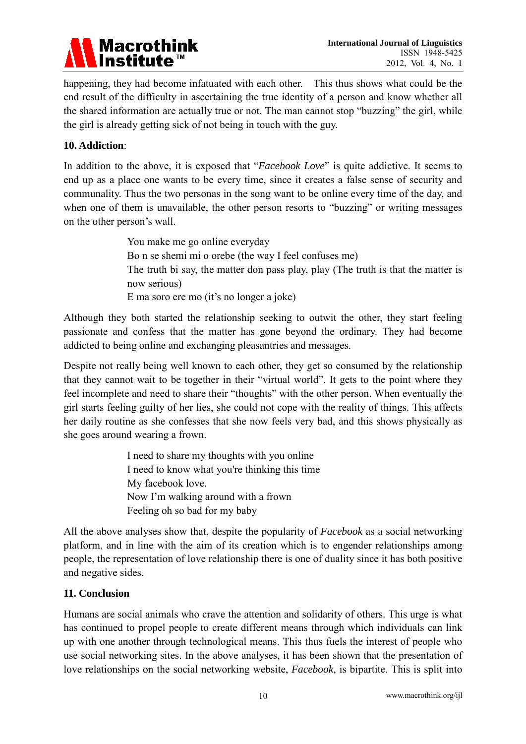happening, they had become infatuated with each other. This thus shows what could be the end result of the difficulty in ascertaining the true identity of a person and know whether all the shared information are actually true or not. The man cannot stop "buzzing" the girl, while the girl is already getting sick of not being in touch with the guy.

## 10. Addiction:

In addition to the above, it is exposed that "*Facebook Love*" is quite addictive. It seems to end up as a place one wants to be every time, since it creates a false sense of security and communality. Thus the two personas in the song want to be online every time of the day, and when one of them is unavailable, the other person resorts to "buzzing" or writing messages on the other person's wall.

> You make me go online everyday
> Bo n se shemi mi o orebe (the way I feel confuses me)
> The truth bi say, the matter don pass play, play (The truth is that the matter is now serious)
> E ma soro ere mo (it's no longer a joke)

Although they both started the relationship seeking to outwit the other, they start feeling passionate and confess that the matter has gone beyond the ordinary. They had become addicted to being online and exchanging pleasantries and messages.

Despite not really being well known to each other, they get so consumed by the relationship that they cannot wait to be together in their "virtual world". It gets to the point where they feel incomplete and need to share their "thoughts" with the other person. When eventually the girl starts feeling guilty of her lies, she could not cope with the reality of things. This affects her daily routine as she confesses that she now feels very bad, and this shows physically as she goes around wearing a frown.

> I need to share my thoughts with you online
> I need to know what you're thinking this time
> My facebook love.
> Now I'm walking around with a frown
> Feeling oh so bad for my baby

All the above analyses show that, despite the popularity of *Facebook* as a social networking platform, and in line with the aim of its creation which is to engender relationships among people, the representation of love relationship there is one of duality since it has both positive and negative sides.

## 11. Conclusion

Humans are social animals who crave the attention and solidarity of others. This urge is what has continued to propel people to create different means through which individuals can link up with one another through technological means. This thus fuels the interest of people who use social networking sites. In the above analyses, it has been shown that the presentation of love relationships on the social networking website, *Facebook*, is bipartite. This is split into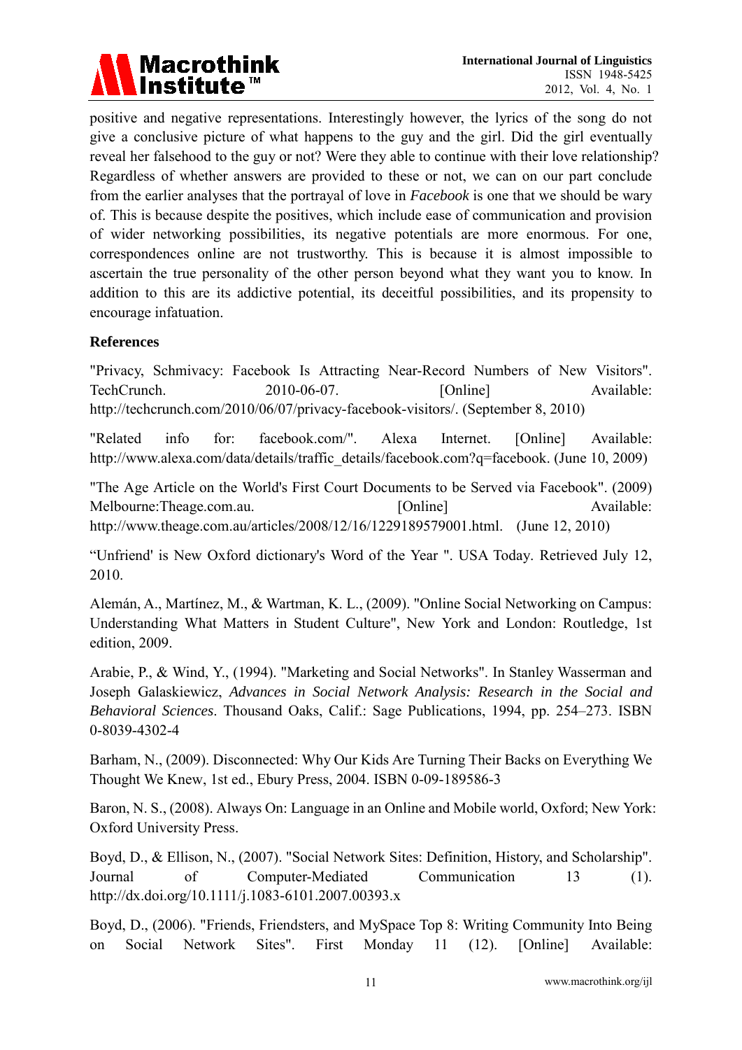positive and negative representations. Interestingly however, the lyrics of the song do not give a conclusive picture of what happens to the guy and the girl. Did the girl eventually reveal her falsehood to the guy or not? Were they able to continue with their love relationship? Regardless of whether answers are provided to these or not, we can on our part conclude from the earlier analyses that the portrayal of love in *Facebook* is one that we should be wary of. This is because despite the positives, which include ease of communication and provision of wider networking possibilities, its negative potentials are more enormous. For one, correspondences online are not trustworthy. This is because it is almost impossible to ascertain the true personality of the other person beyond what they want you to know. In addition to this are its addictive potential, its deceitful possibilities, and its propensity to encourage infatuation.

**References**

"Privacy, Schmivacy: Facebook Is Attracting Near-Record Numbers of New Visitors". TechCrunch. 2010-06-07. [Online] Available: http://techcrunch.com/2010/06/07/privacy-facebook-visitors/. (September 8, 2010)

"Related info for: facebook.com/". Alexa Internet. [Online] Available: http://www.alexa.com/data/details/traffic_details/facebook.com?q=facebook. (June 10, 2009)

"The Age Article on the World's First Court Documents to be Served via Facebook". (2009) Melbourne:Theage.com.au. [Online] Available: http://www.theage.com.au/articles/2008/12/16/1229189579001.html. (June 12, 2010)

"Unfriend' is New Oxford dictionary's Word of the Year ". USA Today. Retrieved July 12, 2010.

Alemán, A., Martínez, M., & Wartman, K. L., (2009). "Online Social Networking on Campus: Understanding What Matters in Student Culture", New York and London: Routledge, 1st edition, 2009.

Arabie, P., & Wind, Y., (1994). "Marketing and Social Networks". In Stanley Wasserman and Joseph Galaskiewicz, *Advances in Social Network Analysis: Research in the Social and Behavioral Sciences*. Thousand Oaks, Calif.: Sage Publications, 1994, pp. 254–273. ISBN 0-8039-4302-4

Barham, N., (2009). Disconnected: Why Our Kids Are Turning Their Backs on Everything We Thought We Knew, 1st ed., Ebury Press, 2004. ISBN 0-09-189586-3

Baron, N. S., (2008). Always On: Language in an Online and Mobile world, Oxford; New York: Oxford University Press.

Boyd, D., & Ellison, N., (2007). "Social Network Sites: Definition, History, and Scholarship". Journal of Computer-Mediated Communication 13 (1). http://dx.doi.org/10.1111/j.1083-6101.2007.00393.x

Boyd, D., (2006). "Friends, Friendsters, and MySpace Top 8: Writing Community Into Being on Social Network Sites". First Monday 11 (12). [Online] Available: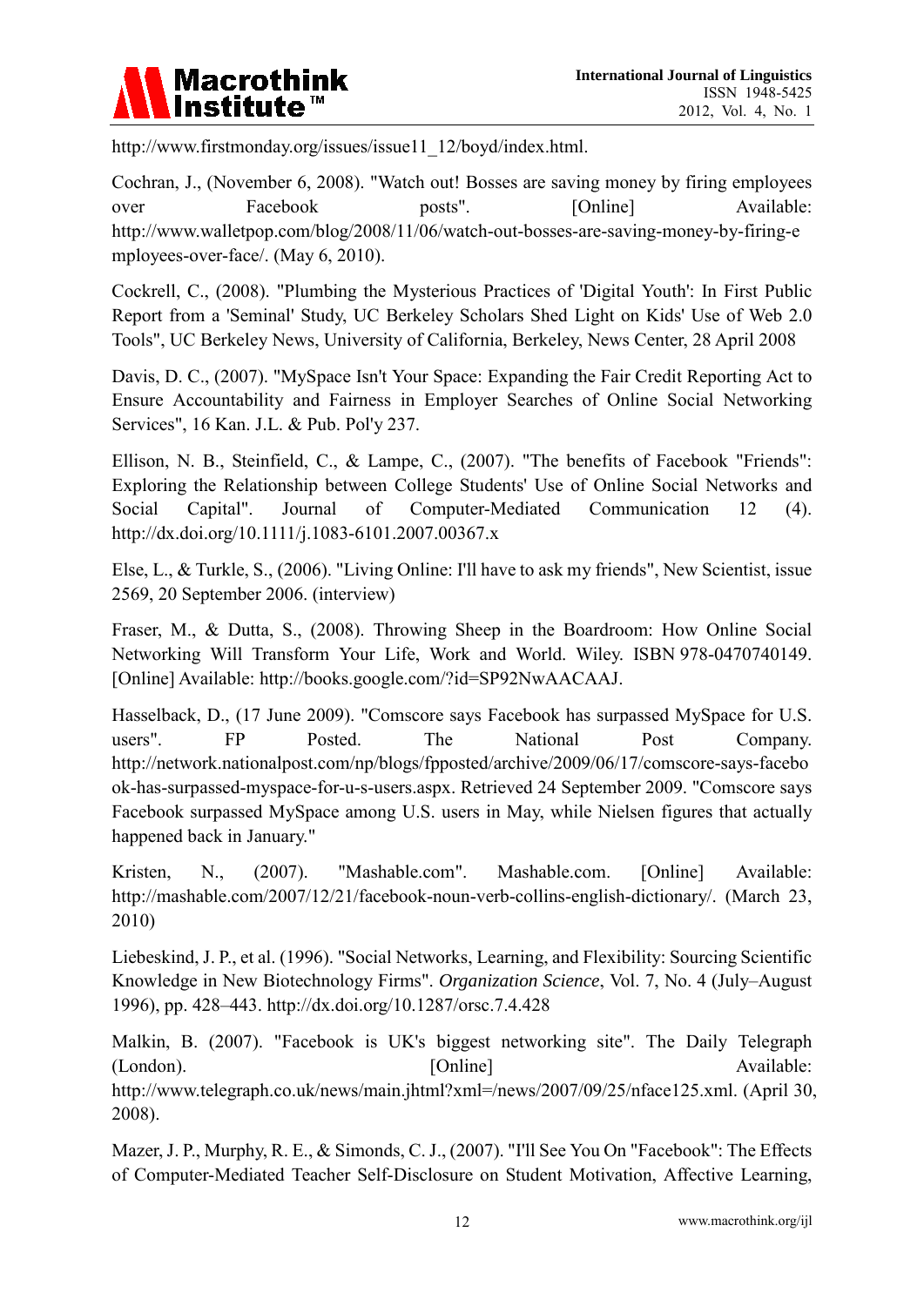http://www.firstmonday.org/issues/issue11_12/boyd/index.html.

Cochran, J., (November 6, 2008). "Watch out! Bosses are saving money by firing employees over Facebook posts". [Online] Available: http://www.walletpop.com/blog/2008/11/06/watch-out-bosses-are-saving-money-by-firing-employees-over-face/. (May 6, 2010).

Cockrell, C., (2008). "Plumbing the Mysterious Practices of 'Digital Youth': In First Public Report from a 'Seminal' Study, UC Berkeley Scholars Shed Light on Kids' Use of Web 2.0 Tools", UC Berkeley News, University of California, Berkeley, News Center, 28 April 2008

Davis, D. C., (2007). "MySpace Isn't Your Space: Expanding the Fair Credit Reporting Act to Ensure Accountability and Fairness in Employer Searches of Online Social Networking Services", 16 Kan. J.L. & Pub. Pol'y 237.

Ellison, N. B., Steinfield, C., & Lampe, C., (2007). "The benefits of Facebook "Friends": Exploring the Relationship between College Students' Use of Online Social Networks and Social Capital". Journal of Computer-Mediated Communication 12 (4). http://dx.doi.org/10.1111/j.1083-6101.2007.00367.x

Else, L., & Turkle, S., (2006). "Living Online: I'll have to ask my friends", New Scientist, issue 2569, 20 September 2006. (interview)

Fraser, M., & Dutta, S., (2008). Throwing Sheep in the Boardroom: How Online Social Networking Will Transform Your Life, Work and World. Wiley. ISBN 978-0470740149. [Online] Available: http://books.google.com/?id=SP92NwAACAAJ.

Hasselback, D., (17 June 2009). "Comscore says Facebook has surpassed MySpace for U.S. users". FP Posted. The National Post Company. http://network.nationalpost.com/np/blogs/fpposted/archive/2009/06/17/comscore-says-facebook-has-surpassed-myspace-for-u-s-users.aspx. Retrieved 24 September 2009. "Comscore says Facebook surpassed MySpace among U.S. users in May, while Nielsen figures that actually happened back in January."

Kristen, N., (2007). "Mashable.com". Mashable.com. [Online] Available: http://mashable.com/2007/12/21/facebook-noun-verb-collins-english-dictionary/. (March 23, 2010)

Liebeskind, J. P., et al. (1996). "Social Networks, Learning, and Flexibility: Sourcing Scientific Knowledge in New Biotechnology Firms". *Organization Science*, Vol. 7, No. 4 (July–August 1996), pp. 428–443. http://dx.doi.org/10.1287/orsc.7.4.428

Malkin, B. (2007). "Facebook is UK's biggest networking site". The Daily Telegraph (London). [Online] Available: http://www.telegraph.co.uk/news/main.jhtml?xml=/news/2007/09/25/nface125.xml. (April 30, 2008).

Mazer, J. P., Murphy, R. E., & Simonds, C. J., (2007). "I'll See You On "Facebook": The Effects of Computer-Mediated Teacher Self-Disclosure on Student Motivation, Affective Learning,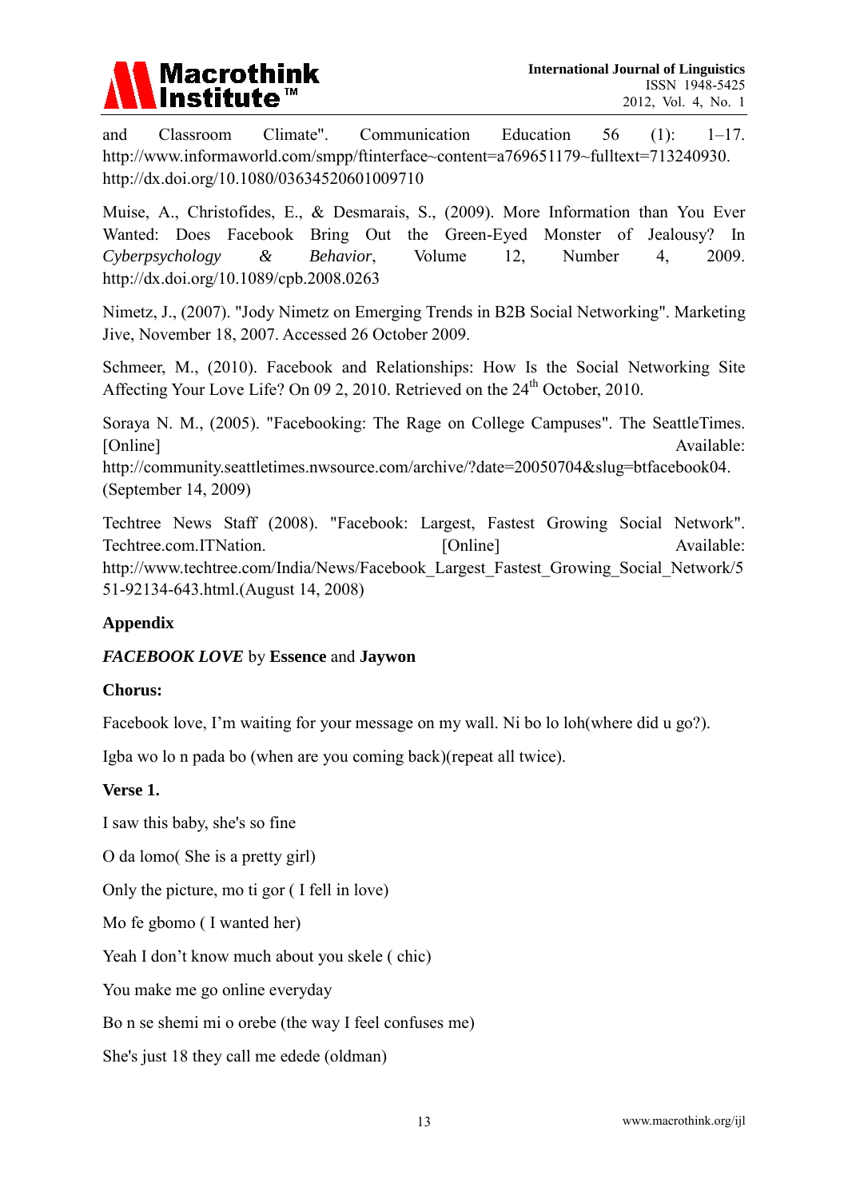and Classroom Climate". Communication Education 56 (1): 1–17. http://www.informaworld.com/smpp/ftinterface~content=a769651179~fulltext=713240930. http://dx.doi.org/10.1080/03634520601009710

Muise, A., Christofides, E., & Desmarais, S., (2009). More Information than You Ever Wanted: Does Facebook Bring Out the Green-Eyed Monster of Jealousy? In *Cyberpsychology & Behavior*, Volume 12, Number 4, 2009. http://dx.doi.org/10.1089/cpb.2008.0263

Nimetz, J., (2007). "Jody Nimetz on Emerging Trends in B2B Social Networking". Marketing Jive, November 18, 2007. Accessed 26 October 2009.

Schmeer, M., (2010). Facebook and Relationships: How Is the Social Networking Site Affecting Your Love Life? On 09 2, 2010. Retrieved on the 24th October, 2010.

Soraya N. M., (2005). "Facebooking: The Rage on College Campuses". The SeattleTimes. [Online] Available: http://community.seattletimes.nwsource.com/archive/?date=20050704&slug=btfacebook04. (September 14, 2009)

Techtree News Staff (2008). "Facebook: Largest, Fastest Growing Social Network". Techtree.com.ITNation. [Online] Available: http://www.techtree.com/India/News/Facebook_Largest_Fastest_Growing_Social_Network/551-92134-643.html.(August 14, 2008)

## Appendix

***FACEBOOK LOVE*** by **Essence** and **Jaywon**

**Chorus:**

Facebook love, I'm waiting for your message on my wall. Ni bo lo loh(where did u go?).

Igba wo lo n pada bo (when are you coming back)(repeat all twice).

**Verse 1.**

I saw this baby, she's so fine

O da lomo( She is a pretty girl)

Only the picture, mo ti gor ( I fell in love)

Mo fe gbomo ( I wanted her)

Yeah I don't know much about you skele ( chic)

You make me go online everyday

Bo n se shemi mi o orebe (the way I feel confuses me)

She's just 18 they call me edede (oldman)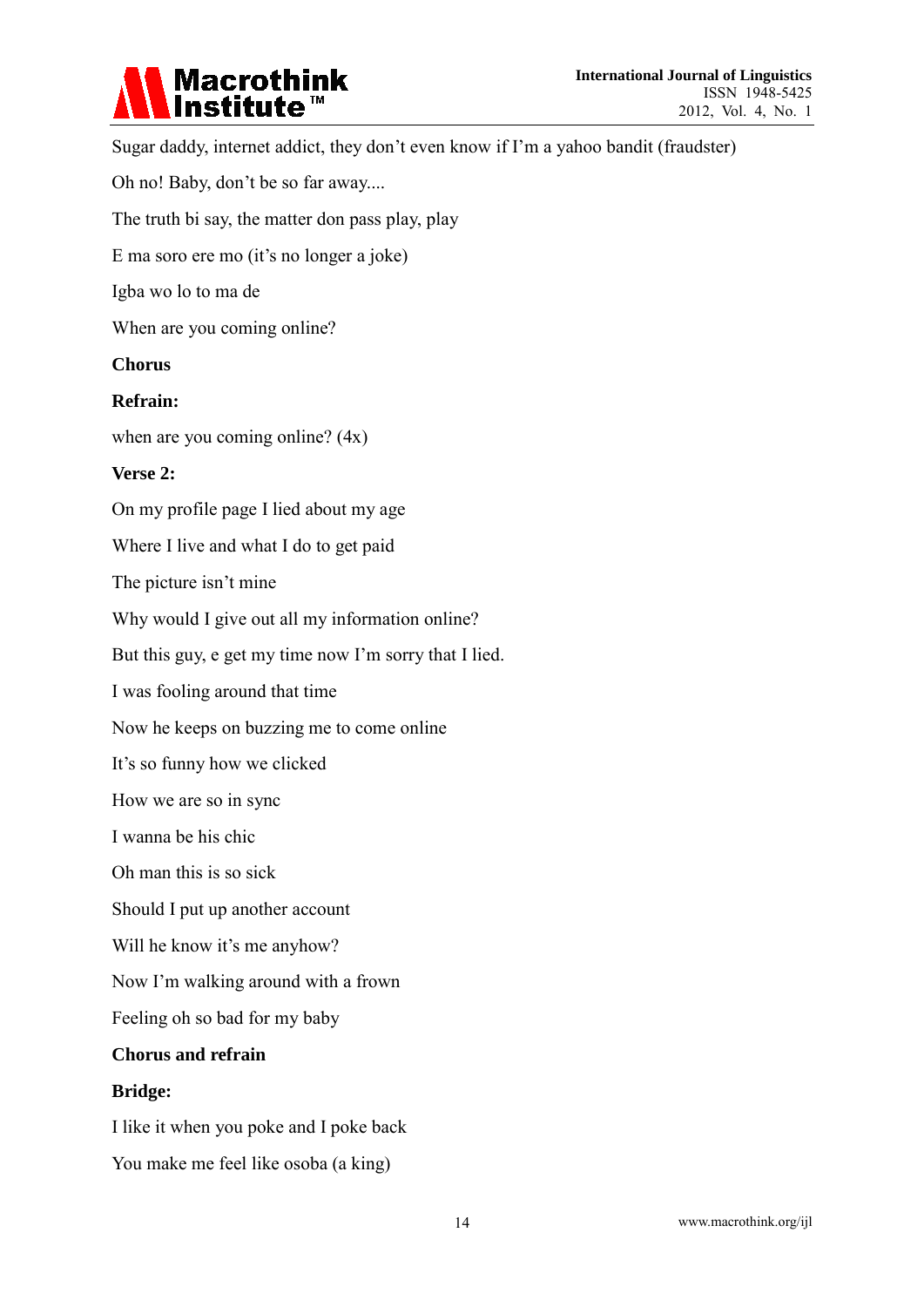Sugar daddy, internet addict, they don't even know if I'm a yahoo bandit (fraudster)

Oh no! Baby, don't be so far away....

The truth bi say, the matter don pass play, play

E ma soro ere mo (it's no longer a joke)

Igba wo lo to ma de

When are you coming online?

**Chorus**

**Refrain:**

when are you coming online? (4x)

**Verse 2:**

On my profile page I lied about my age

Where I live and what I do to get paid

The picture isn't mine

Why would I give out all my information online?

But this guy, e get my time now I'm sorry that I lied.

I was fooling around that time

Now he keeps on buzzing me to come online

It's so funny how we clicked

How we are so in sync

I wanna be his chic

Oh man this is so sick

Should I put up another account

Will he know it's me anyhow?

Now I'm walking around with a frown

Feeling oh so bad for my baby

**Chorus and refrain**

**Bridge:**

I like it when you poke and I poke back

You make me feel like osoba (a king)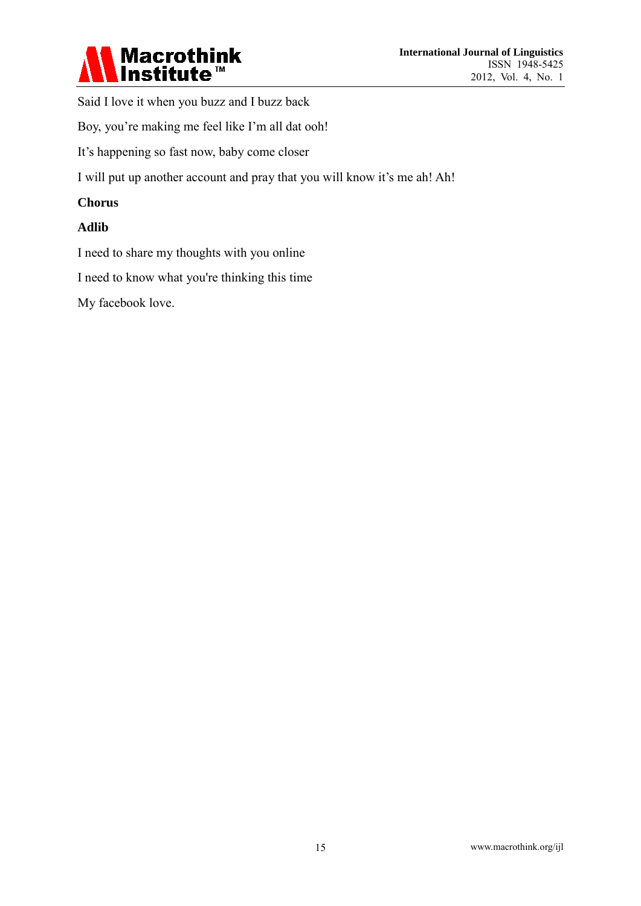Said I love it when you buzz and I buzz back

Boy, you're making me feel like I'm all dat ooh!

It's happening so fast now, baby come closer

I will put up another account and pray that you will know it's me ah! Ah!

**Chorus**

**Adlib**

I need to share my thoughts with you online

I need to know what you're thinking this time

My facebook love.